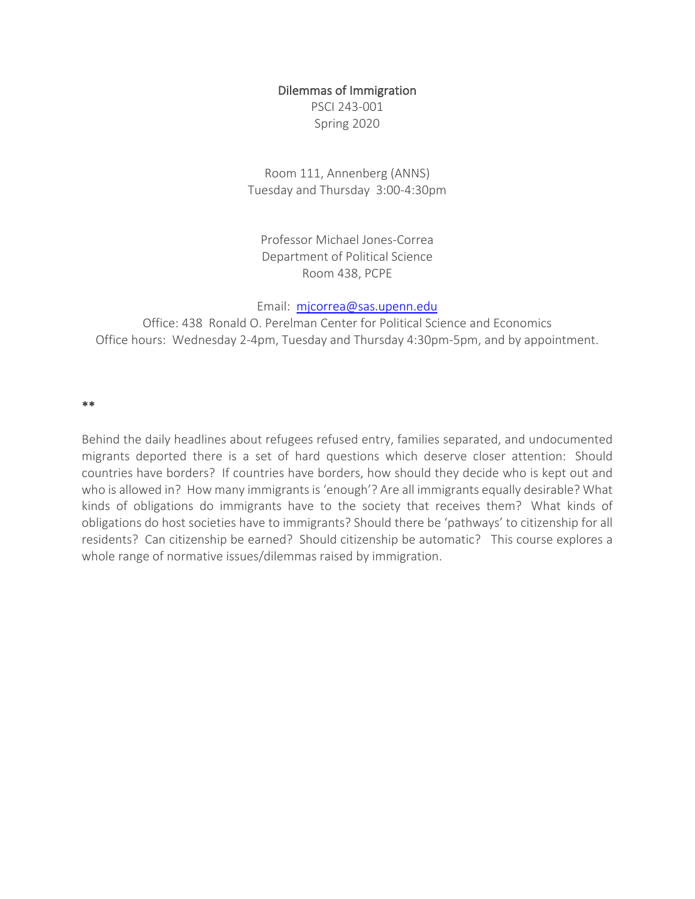# Dilemmas of Immigration

PSCI 243-001

Spring 2020

Room 111, Annenberg (ANNS)

Tuesday and Thursday 3:00-4:30pm

Professor Michael Jones-Correa

Department of Political Science

Room 438, PCPE

Email: mjcorrea@sas.upenn.edu

Office: 438 Ronald O. Perelman Center for Political Science and Economics

Office hours: Wednesday 2-4pm, Tuesday and Thursday 4:30pm-5pm, and by appointment.

**

Behind the daily headlines about refugees refused entry, families separated, and undocumented migrants deported there is a set of hard questions which deserve closer attention: Should countries have borders? If countries have borders, how should they decide who is kept out and who is allowed in? How many immigrants is 'enough'? Are all immigrants equally desirable? What kinds of obligations do immigrants have to the society that receives them? What kinds of obligations do host societies have to immigrants? Should there be 'pathways' to citizenship for all residents? Can citizenship be earned? Should citizenship be automatic? This course explores a whole range of normative issues/dilemmas raised by immigration.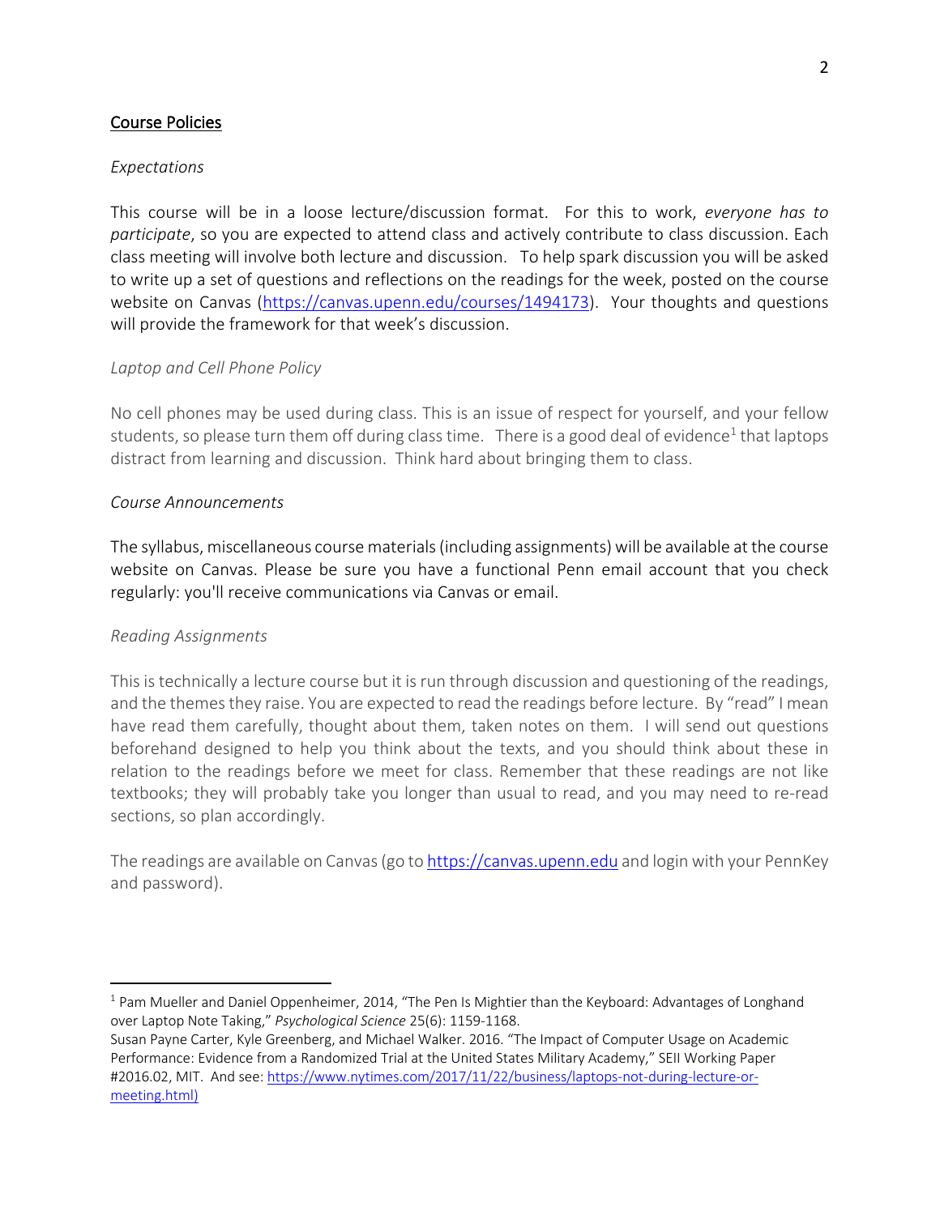## Course Policies

*Expectations*

This course will be in a loose lecture/discussion format. For this to work, *everyone has to participate*, so you are expected to attend class and actively contribute to class discussion. Each class meeting will involve both lecture and discussion. To help spark discussion you will be asked to write up a set of questions and reflections on the readings for the week, posted on the course website on Canvas (https://canvas.upenn.edu/courses/1494173). Your thoughts and questions will provide the framework for that week's discussion.

*Laptop and Cell Phone Policy*

No cell phones may be used during class. This is an issue of respect for yourself, and your fellow students, so please turn them off during class time. There is a good deal of evidence[1] that laptops distract from learning and discussion. Think hard about bringing them to class.

*Course Announcements*

The syllabus, miscellaneous course materials (including assignments) will be available at the course website on Canvas. Please be sure you have a functional Penn email account that you check regularly: you'll receive communications via Canvas or email.

*Reading Assignments*

This is technically a lecture course but it is run through discussion and questioning of the readings, and the themes they raise. You are expected to read the readings before lecture. By "read" I mean have read them carefully, thought about them, taken notes on them. I will send out questions beforehand designed to help you think about the texts, and you should think about these in relation to the readings before we meet for class. Remember that these readings are not like textbooks; they will probably take you longer than usual to read, and you may need to re-read sections, so plan accordingly.

The readings are available on Canvas (go to https://canvas.upenn.edu and login with your PennKey and password).

---

[1] Pam Mueller and Daniel Oppenheimer, 2014, "The Pen Is Mightier than the Keyboard: Advantages of Longhand over Laptop Note Taking," *Psychological Science* 25(6): 1159-1168.
Susan Payne Carter, Kyle Greenberg, and Michael Walker. 2016. "The Impact of Computer Usage on Academic Performance: Evidence from a Randomized Trial at the United States Military Academy," SEII Working Paper #2016.02, MIT. And see: https://www.nytimes.com/2017/11/22/business/laptops-not-during-lecture-or-meeting.html)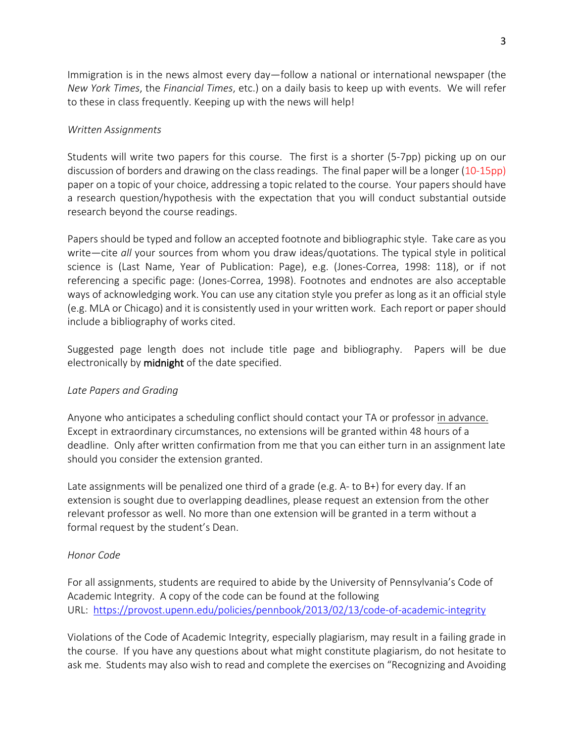Immigration is in the news almost every day—follow a national or international newspaper (the *New York Times*, the *Financial Times*, etc.) on a daily basis to keep up with events. We will refer to these in class frequently. Keeping up with the news will help!

*Written Assignments*

Students will write two papers for this course. The first is a shorter (5-7pp) picking up on our discussion of borders and drawing on the class readings. The final paper will be a longer (10-15pp) paper on a topic of your choice, addressing a topic related to the course. Your papers should have a research question/hypothesis with the expectation that you will conduct substantial outside research beyond the course readings.

Papers should be typed and follow an accepted footnote and bibliographic style. Take care as you write—cite *all* your sources from whom you draw ideas/quotations. The typical style in political science is (Last Name, Year of Publication: Page), e.g. (Jones-Correa, 1998: 118), or if not referencing a specific page: (Jones-Correa, 1998). Footnotes and endnotes are also acceptable ways of acknowledging work. You can use any citation style you prefer as long as it an official style (e.g. MLA or Chicago) and it is consistently used in your written work. Each report or paper should include a bibliography of works cited.

Suggested page length does not include title page and bibliography. Papers will be due electronically by **midnight** of the date specified.

*Late Papers and Grading*

Anyone who anticipates a scheduling conflict should contact your TA or professor in advance. Except in extraordinary circumstances, no extensions will be granted within 48 hours of a deadline. Only after written confirmation from me that you can either turn in an assignment late should you consider the extension granted.

Late assignments will be penalized one third of a grade (e.g. A- to B+) for every day. If an extension is sought due to overlapping deadlines, please request an extension from the other relevant professor as well. No more than one extension will be granted in a term without a formal request by the student's Dean.

*Honor Code*

For all assignments, students are required to abide by the University of Pennsylvania's Code of Academic Integrity. A copy of the code can be found at the following URL: https://provost.upenn.edu/policies/pennbook/2013/02/13/code-of-academic-integrity

Violations of the Code of Academic Integrity, especially plagiarism, may result in a failing grade in the course. If you have any questions about what might constitute plagiarism, do not hesitate to ask me. Students may also wish to read and complete the exercises on "Recognizing and Avoiding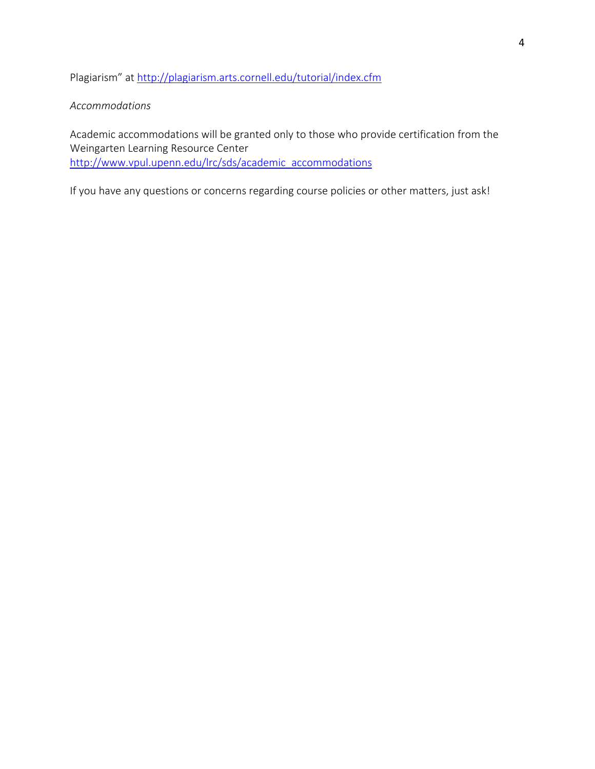Plagiarism" at [http://plagiarism.arts.cornell.edu/tutorial/index.cfm](http://plagiarism.arts.cornell.edu/tutorial/index.cfm)

*Accommodations*

Academic accommodations will be granted only to those who provide certification from the Weingarten Learning Resource Center [http://www.vpul.upenn.edu/lrc/sds/academic_accommodations](http://www.vpul.upenn.edu/lrc/sds/academic_accommodations)

If you have any questions or concerns regarding course policies or other matters, just ask!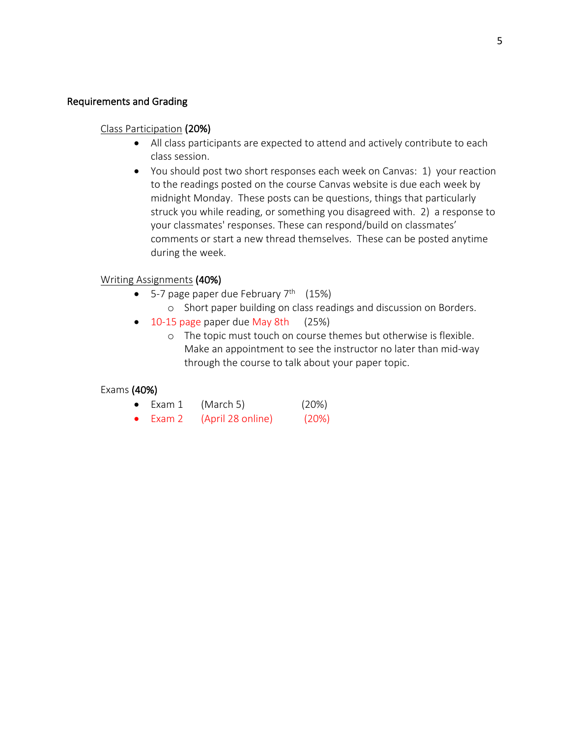## Requirements and Grading

Class Participation **(20%)**

- All class participants are expected to attend and actively contribute to each class session.
- You should post two short responses each week on Canvas: 1) your reaction to the readings posted on the course Canvas website is due each week by midnight Monday. These posts can be questions, things that particularly struck you while reading, or something you disagreed with. 2) a response to your classmates' responses. These can respond/build on classmates' comments or start a new thread themselves. These can be posted anytime during the week.

Writing Assignments **(40%)**

- 5-7 page paper due February 7th (15%)
  - Short paper building on class readings and discussion on Borders.
- 10-15 page paper due May 8th (25%)
  - The topic must touch on course themes but otherwise is flexible. Make an appointment to see the instructor no later than mid-way through the course to talk about your paper topic.

Exams **(40%)**

- Exam 1 (March 5) (20%)
- Exam 2 (April 28 online) (20%)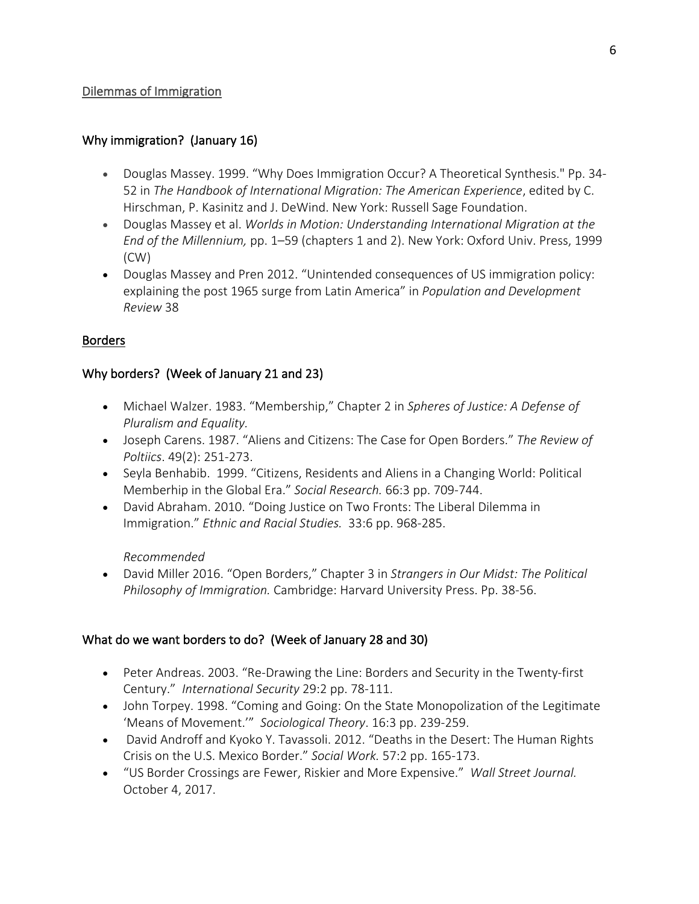Dilemmas of Immigration

## Why immigration? (January 16)

- Douglas Massey. 1999. "Why Does Immigration Occur? A Theoretical Synthesis." Pp. 34-52 in *The Handbook of International Migration: The American Experience*, edited by C. Hirschman, P. Kasinitz and J. DeWind. New York: Russell Sage Foundation.
- Douglas Massey et al. *Worlds in Motion: Understanding International Migration at the End of the Millennium,* pp. 1–59 (chapters 1 and 2). New York: Oxford Univ. Press, 1999 (CW)
- Douglas Massey and Pren 2012. "Unintended consequences of US immigration policy: explaining the post 1965 surge from Latin America" in *Population and Development Review* 38

Borders

## Why borders? (Week of January 21 and 23)

- Michael Walzer. 1983. "Membership," Chapter 2 in *Spheres of Justice: A Defense of Pluralism and Equality.*
- Joseph Carens. 1987. "Aliens and Citizens: The Case for Open Borders." *The Review of Poltiics*. 49(2): 251-273.
- Seyla Benhabib. 1999. "Citizens, Residents and Aliens in a Changing World: Political Memberhip in the Global Era." *Social Research.* 66:3 pp. 709-744.
- David Abraham. 2010. "Doing Justice on Two Fronts: The Liberal Dilemma in Immigration." *Ethnic and Racial Studies.* 33:6 pp. 968-285.

*Recommended*

- David Miller 2016. "Open Borders," Chapter 3 in *Strangers in Our Midst: The Political Philosophy of Immigration.* Cambridge: Harvard University Press. Pp. 38-56.

## What do we want borders to do? (Week of January 28 and 30)

- Peter Andreas. 2003. "Re-Drawing the Line: Borders and Security in the Twenty-first Century." *International Security* 29:2 pp. 78-111.
- John Torpey. 1998. "Coming and Going: On the State Monopolization of the Legitimate 'Means of Movement.'" *Sociological Theory*. 16:3 pp. 239-259.
- David Androff and Kyoko Y. Tavassoli. 2012. "Deaths in the Desert: The Human Rights Crisis on the U.S. Mexico Border." *Social Work.* 57:2 pp. 165-173.
- "US Border Crossings are Fewer, Riskier and More Expensive." *Wall Street Journal.* October 4, 2017.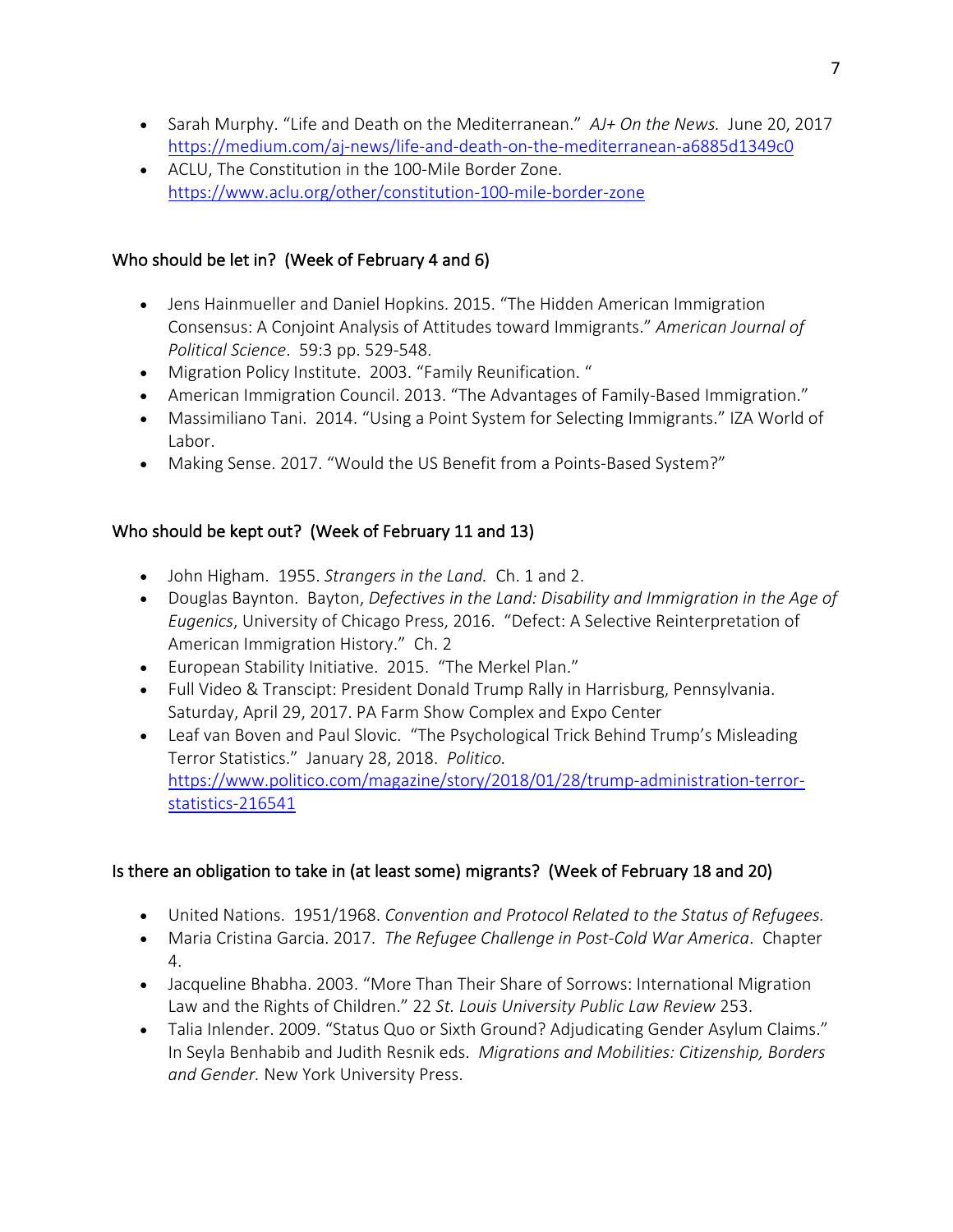- Sarah Murphy. "Life and Death on the Mediterranean." *AJ+ On the News.* June 20, 2017 https://medium.com/aj-news/life-and-death-on-the-mediterranean-a6885d1349c0
- ACLU, The Constitution in the 100-Mile Border Zone. https://www.aclu.org/other/constitution-100-mile-border-zone

## Who should be let in? (Week of February 4 and 6)

- Jens Hainmueller and Daniel Hopkins. 2015. "The Hidden American Immigration Consensus: A Conjoint Analysis of Attitudes toward Immigrants." *American Journal of Political Science*. 59:3 pp. 529-548.
- Migration Policy Institute. 2003. "Family Reunification. "
- American Immigration Council. 2013. "The Advantages of Family-Based Immigration."
- Massimiliano Tani. 2014. "Using a Point System for Selecting Immigrants." IZA World of Labor.
- Making Sense. 2017. "Would the US Benefit from a Points-Based System?"

## Who should be kept out? (Week of February 11 and 13)

- John Higham. 1955. *Strangers in the Land.* Ch. 1 and 2.
- Douglas Baynton. Bayton, *Defectives in the Land: Disability and Immigration in the Age of Eugenics*, University of Chicago Press, 2016. "Defect: A Selective Reinterpretation of American Immigration History." Ch. 2
- European Stability Initiative. 2015. "The Merkel Plan."
- Full Video & Transcipt: President Donald Trump Rally in Harrisburg, Pennsylvania. Saturday, April 29, 2017. PA Farm Show Complex and Expo Center
- Leaf van Boven and Paul Slovic. "The Psychological Trick Behind Trump's Misleading Terror Statistics." January 28, 2018. *Politico.* https://www.politico.com/magazine/story/2018/01/28/trump-administration-terror-statistics-216541

## Is there an obligation to take in (at least some) migrants? (Week of February 18 and 20)

- United Nations. 1951/1968. *Convention and Protocol Related to the Status of Refugees.*
- Maria Cristina Garcia. 2017. *The Refugee Challenge in Post-Cold War America*. Chapter 4.
- Jacqueline Bhabha. 2003. "More Than Their Share of Sorrows: International Migration Law and the Rights of Children." 22 *St. Louis University Public Law Review* 253.
- Talia Inlender. 2009. "Status Quo or Sixth Ground? Adjudicating Gender Asylum Claims." In Seyla Benhabib and Judith Resnik eds. *Migrations and Mobilities: Citizenship, Borders and Gender.* New York University Press.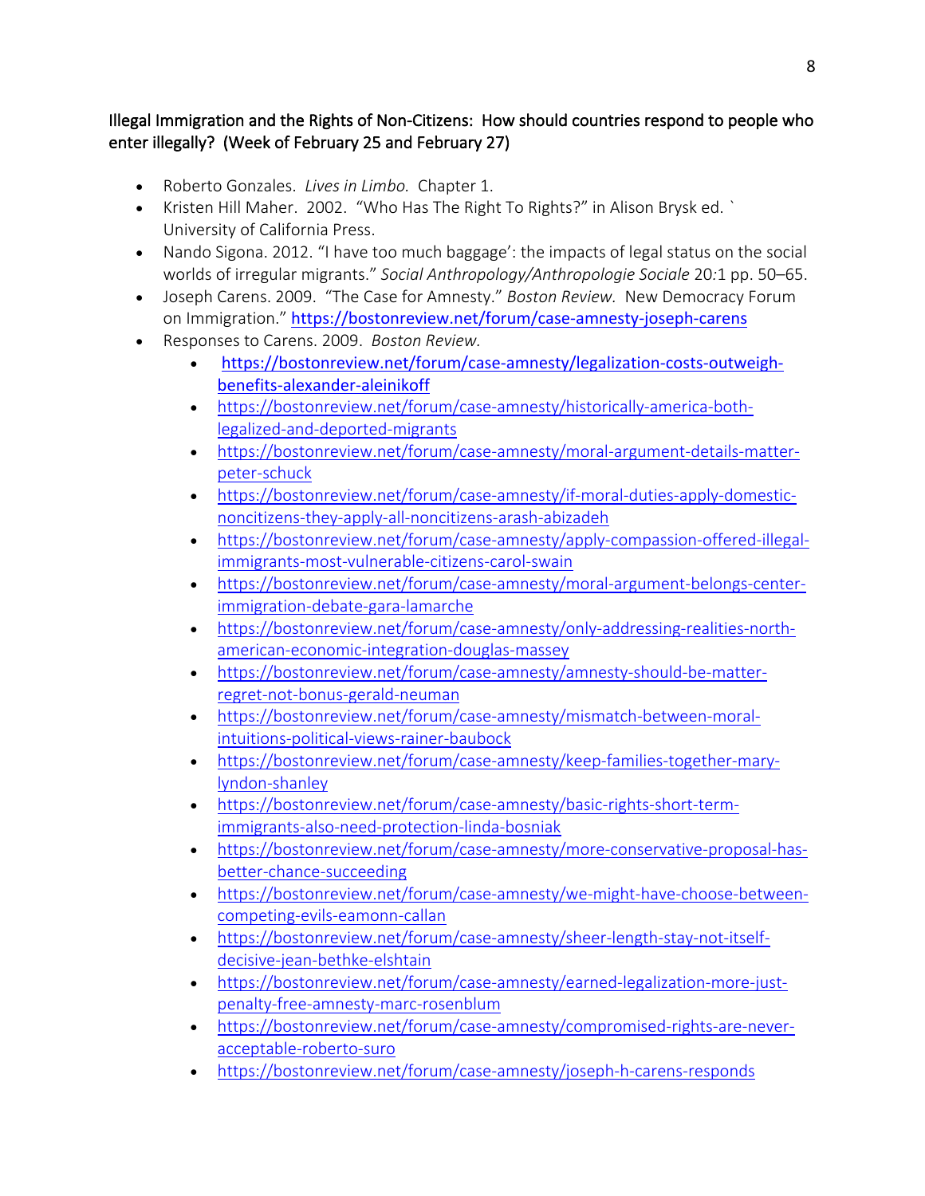Illegal Immigration and the Rights of Non-Citizens: How should countries respond to people who enter illegally? (Week of February 25 and February 27)

- Roberto Gonzales. *Lives in Limbo.* Chapter 1.
- Kristen Hill Maher. 2002. "Who Has The Right To Rights?" in Alison Brysk ed. ` University of California Press.
- Nando Sigona. 2012. "I have too much baggage': the impacts of legal status on the social worlds of irregular migrants." *Social Anthropology/Anthropologie Sociale* 20*:*1 pp. 50–65.
- Joseph Carens. 2009. "The Case for Amnesty." *Boston Review.* New Democracy Forum on Immigration." https://bostonreview.net/forum/case-amnesty-joseph-carens
- Responses to Carens. 2009. *Boston Review.*
  - https://bostonreview.net/forum/case-amnesty/legalization-costs-outweigh-benefits-alexander-aleinikoff
  - https://bostonreview.net/forum/case-amnesty/historically-america-both-legalized-and-deported-migrants
  - https://bostonreview.net/forum/case-amnesty/moral-argument-details-matter-peter-schuck
  - https://bostonreview.net/forum/case-amnesty/if-moral-duties-apply-domestic-noncitizens-they-apply-all-noncitizens-arash-abizadeh
  - https://bostonreview.net/forum/case-amnesty/apply-compassion-offered-illegal-immigrants-most-vulnerable-citizens-carol-swain
  - https://bostonreview.net/forum/case-amnesty/moral-argument-belongs-center-immigration-debate-gara-lamarche
  - https://bostonreview.net/forum/case-amnesty/only-addressing-realities-north-american-economic-integration-douglas-massey
  - https://bostonreview.net/forum/case-amnesty/amnesty-should-be-matter-regret-not-bonus-gerald-neuman
  - https://bostonreview.net/forum/case-amnesty/mismatch-between-moral-intuitions-political-views-rainer-baubock
  - https://bostonreview.net/forum/case-amnesty/keep-families-together-mary-lyndon-shanley
  - https://bostonreview.net/forum/case-amnesty/basic-rights-short-term-immigrants-also-need-protection-linda-bosniak
  - https://bostonreview.net/forum/case-amnesty/more-conservative-proposal-has-better-chance-succeeding
  - https://bostonreview.net/forum/case-amnesty/we-might-have-choose-between-competing-evils-eamonn-callan
  - https://bostonreview.net/forum/case-amnesty/sheer-length-stay-not-itself-decisive-jean-bethke-elshtain
  - https://bostonreview.net/forum/case-amnesty/earned-legalization-more-just-penalty-free-amnesty-marc-rosenblum
  - https://bostonreview.net/forum/case-amnesty/compromised-rights-are-never-acceptable-roberto-suro
  - https://bostonreview.net/forum/case-amnesty/joseph-h-carens-responds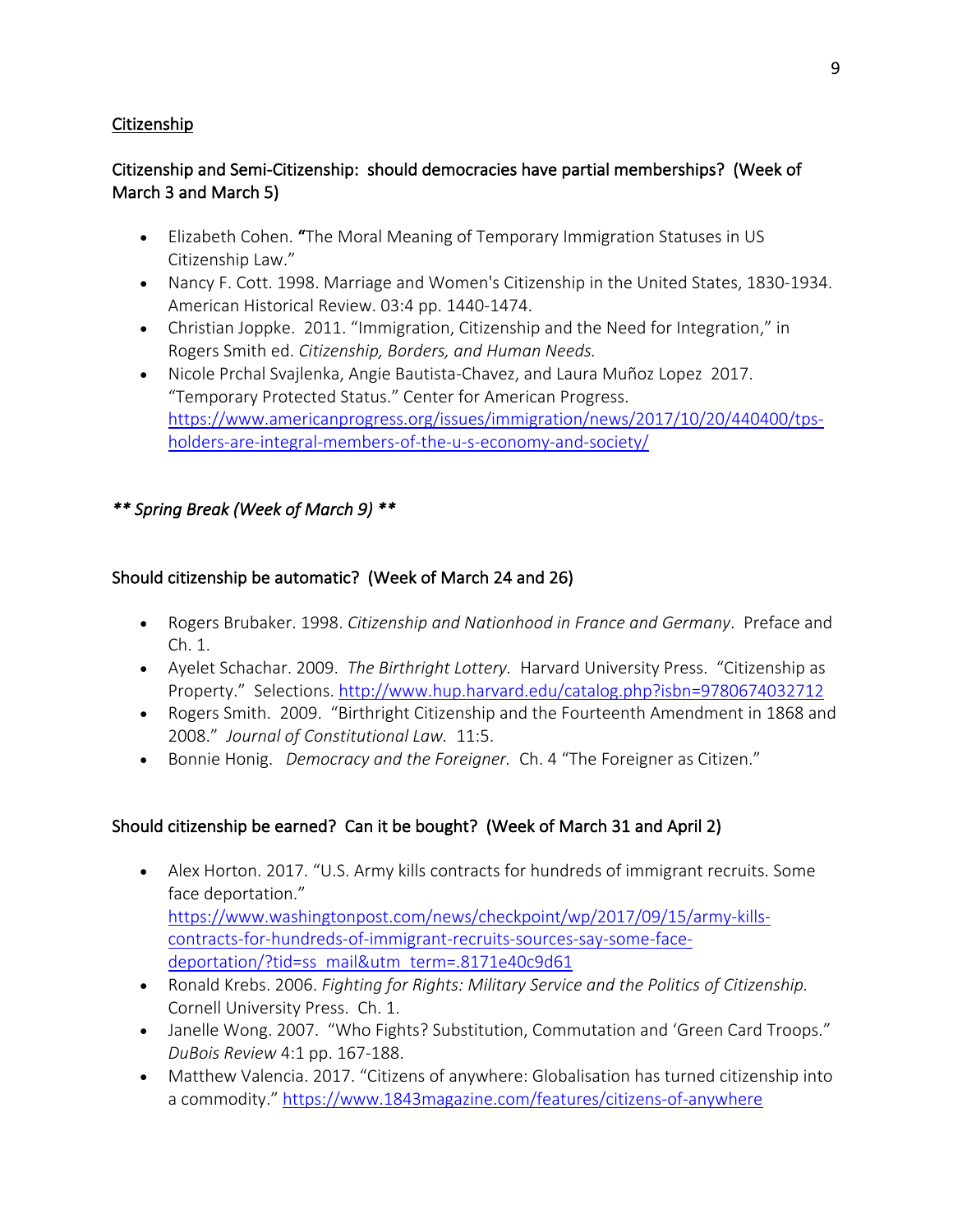## Citizenship

### Citizenship and Semi-Citizenship: should democracies have partial memberships? (Week of March 3 and March 5)

- Elizabeth Cohen. **"**The Moral Meaning of Temporary Immigration Statuses in US Citizenship Law."
- Nancy F. Cott. 1998. Marriage and Women's Citizenship in the United States, 1830-1934. American Historical Review. 03:4 pp. 1440-1474.
- Christian Joppke. 2011. "Immigration, Citizenship and the Need for Integration," in Rogers Smith ed. *Citizenship, Borders, and Human Needs.*
- Nicole Prchal Svajlenka, Angie Bautista-Chavez, and Laura Muñoz Lopez 2017. "Temporary Protected Status." Center for American Progress. https://www.americanprogress.org/issues/immigration/news/2017/10/20/440400/tps-holders-are-integral-members-of-the-u-s-economy-and-society/

***\*\* Spring Break (Week of March 9) \*\****

### Should citizenship be automatic? (Week of March 24 and 26)

- Rogers Brubaker. 1998. *Citizenship and Nationhood in France and Germany*. Preface and Ch. 1.
- Ayelet Schachar. 2009. *The Birthright Lottery.* Harvard University Press. "Citizenship as Property." Selections. http://www.hup.harvard.edu/catalog.php?isbn=9780674032712
- Rogers Smith. 2009. "Birthright Citizenship and the Fourteenth Amendment in 1868 and 2008." *Journal of Constitutional Law.* 11:5.
- Bonnie Honig. *Democracy and the Foreigner.* Ch. 4 "The Foreigner as Citizen."

### Should citizenship be earned? Can it be bought? (Week of March 31 and April 2)

- Alex Horton. 2017. "U.S. Army kills contracts for hundreds of immigrant recruits. Some face deportation." https://www.washingtonpost.com/news/checkpoint/wp/2017/09/15/army-kills-contracts-for-hundreds-of-immigrant-recruits-sources-say-some-face-deportation/?tid=ss_mail&utm_term=.8171e40c9d61
- Ronald Krebs. 2006. *Fighting for Rights: Military Service and the Politics of Citizenship.* Cornell University Press. Ch. 1.
- Janelle Wong. 2007. "Who Fights? Substitution, Commutation and 'Green Card Troops." *DuBois Review* 4:1 pp. 167-188.
- Matthew Valencia. 2017. "Citizens of anywhere: Globalisation has turned citizenship into a commodity." https://www.1843magazine.com/features/citizens-of-anywhere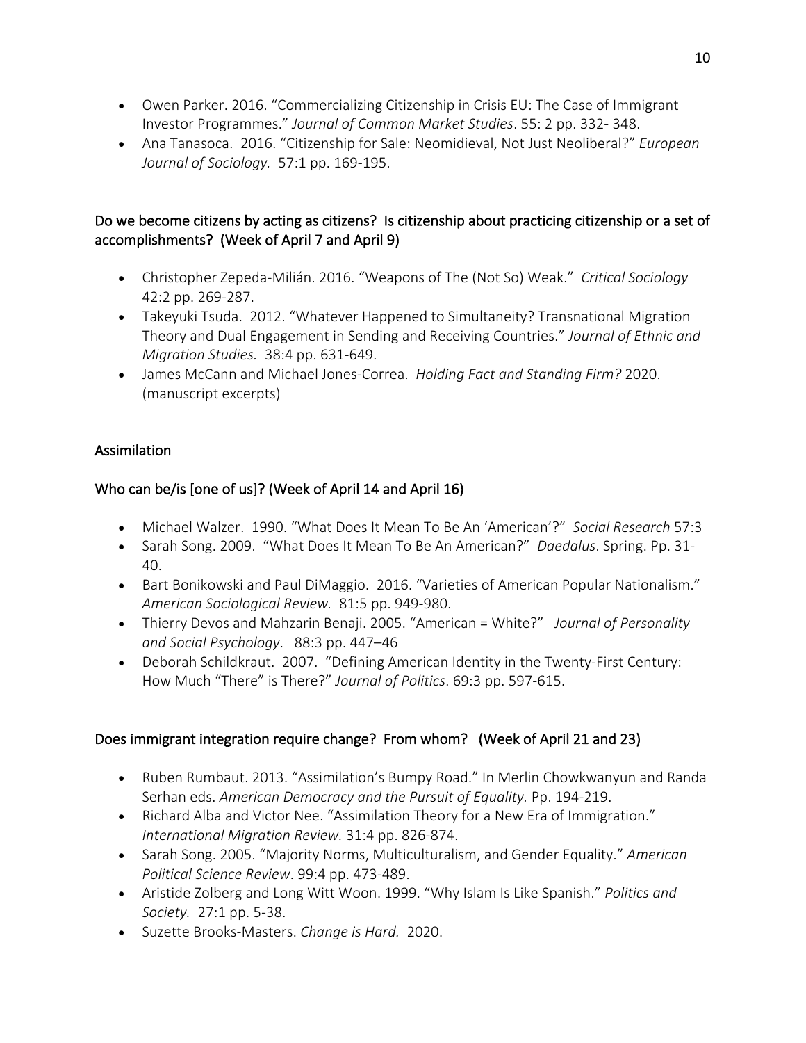- Owen Parker. 2016. "Commercializing Citizenship in Crisis EU: The Case of Immigrant Investor Programmes." *Journal of Common Market Studies*. 55: 2 pp. 332- 348.
- Ana Tanasoca. 2016. "Citizenship for Sale: Neomidieval, Not Just Neoliberal?" *European Journal of Sociology.* 57:1 pp. 169-195.

### Do we become citizens by acting as citizens? Is citizenship about practicing citizenship or a set of accomplishments? (Week of April 7 and April 9)

- Christopher Zepeda-Milián. 2016. "Weapons of The (Not So) Weak." *Critical Sociology* 42:2 pp. 269-287.
- Takeyuki Tsuda. 2012. "Whatever Happened to Simultaneity? Transnational Migration Theory and Dual Engagement in Sending and Receiving Countries." *Journal of Ethnic and Migration Studies.* 38:4 pp. 631-649.
- James McCann and Michael Jones-Correa. *Holding Fact and Standing Firm?* 2020. (manuscript excerpts)

## Assimilation

### Who can be/is [one of us]? (Week of April 14 and April 16)

- Michael Walzer. 1990. "What Does It Mean To Be An 'American'?" *Social Research* 57:3
- Sarah Song. 2009. "What Does It Mean To Be An American?" *Daedalus*. Spring. Pp. 31-40.
- Bart Bonikowski and Paul DiMaggio. 2016. "Varieties of American Popular Nationalism." *American Sociological Review*. 81:5 pp. 949-980.
- Thierry Devos and Mahzarin Benaji. 2005. "American = White?" *Journal of Personality and Social Psychology*. 88:3 pp. 447–46
- Deborah Schildkraut. 2007. "Defining American Identity in the Twenty-First Century: How Much "There" is There?" *Journal of Politics*. 69:3 pp. 597-615.

### Does immigrant integration require change? From whom? (Week of April 21 and 23)

- Ruben Rumbaut. 2013. "Assimilation's Bumpy Road." In Merlin Chowkwanyun and Randa Serhan eds. *American Democracy and the Pursuit of Equality.* Pp. 194-219.
- Richard Alba and Victor Nee. "Assimilation Theory for a New Era of Immigration." *International Migration Review.* 31:4 pp. 826-874.
- Sarah Song. 2005. "Majority Norms, Multiculturalism, and Gender Equality." *American Political Science Review*. 99:4 pp. 473-489.
- Aristide Zolberg and Long Witt Woon. 1999. "Why Islam Is Like Spanish." *Politics and Society.* 27:1 pp. 5-38.
- Suzette Brooks-Masters. *Change is Hard.* 2020.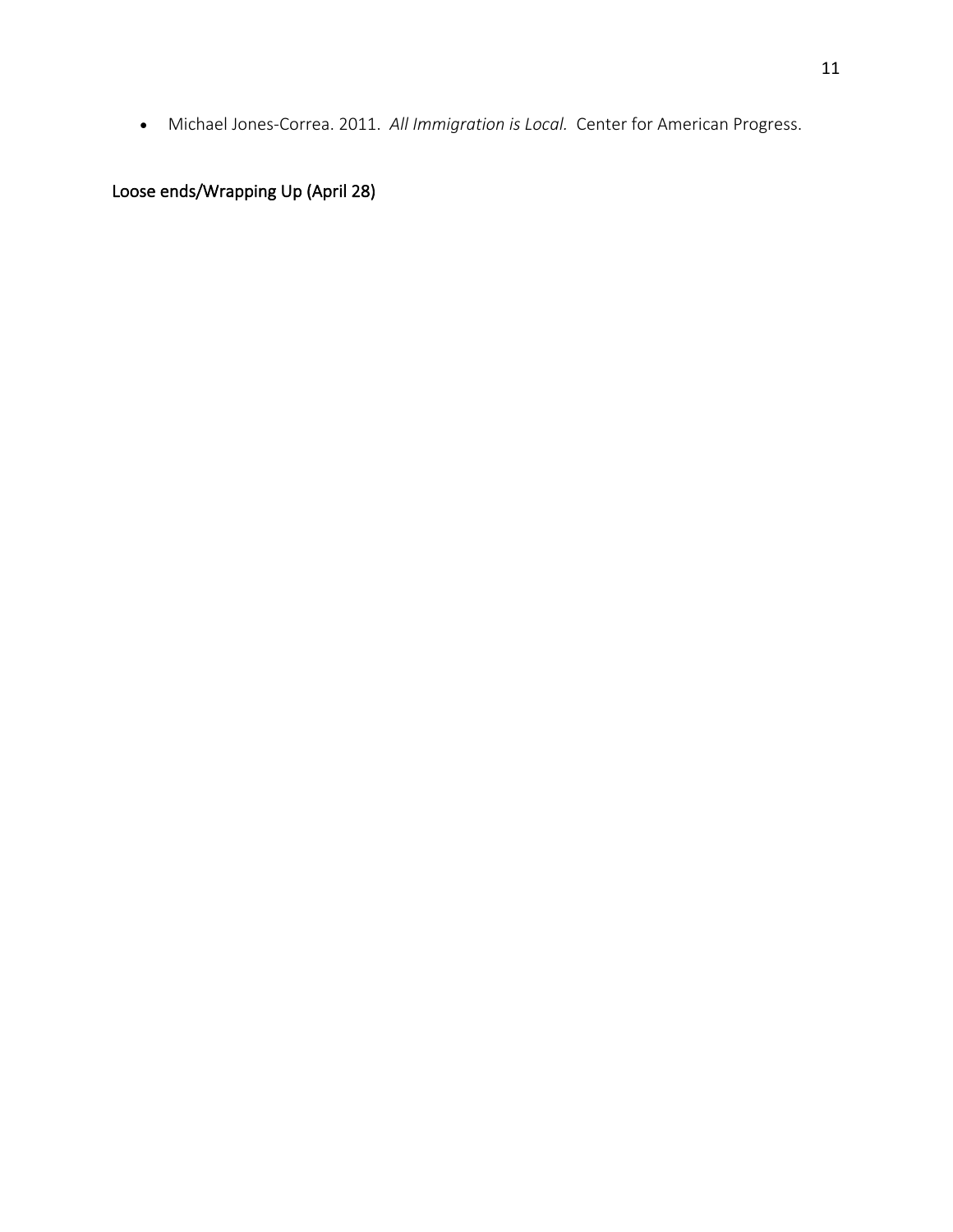- Michael Jones-Correa. 2011. *All Immigration is Local.* Center for American Progress.

## Loose ends/Wrapping Up (April 28)